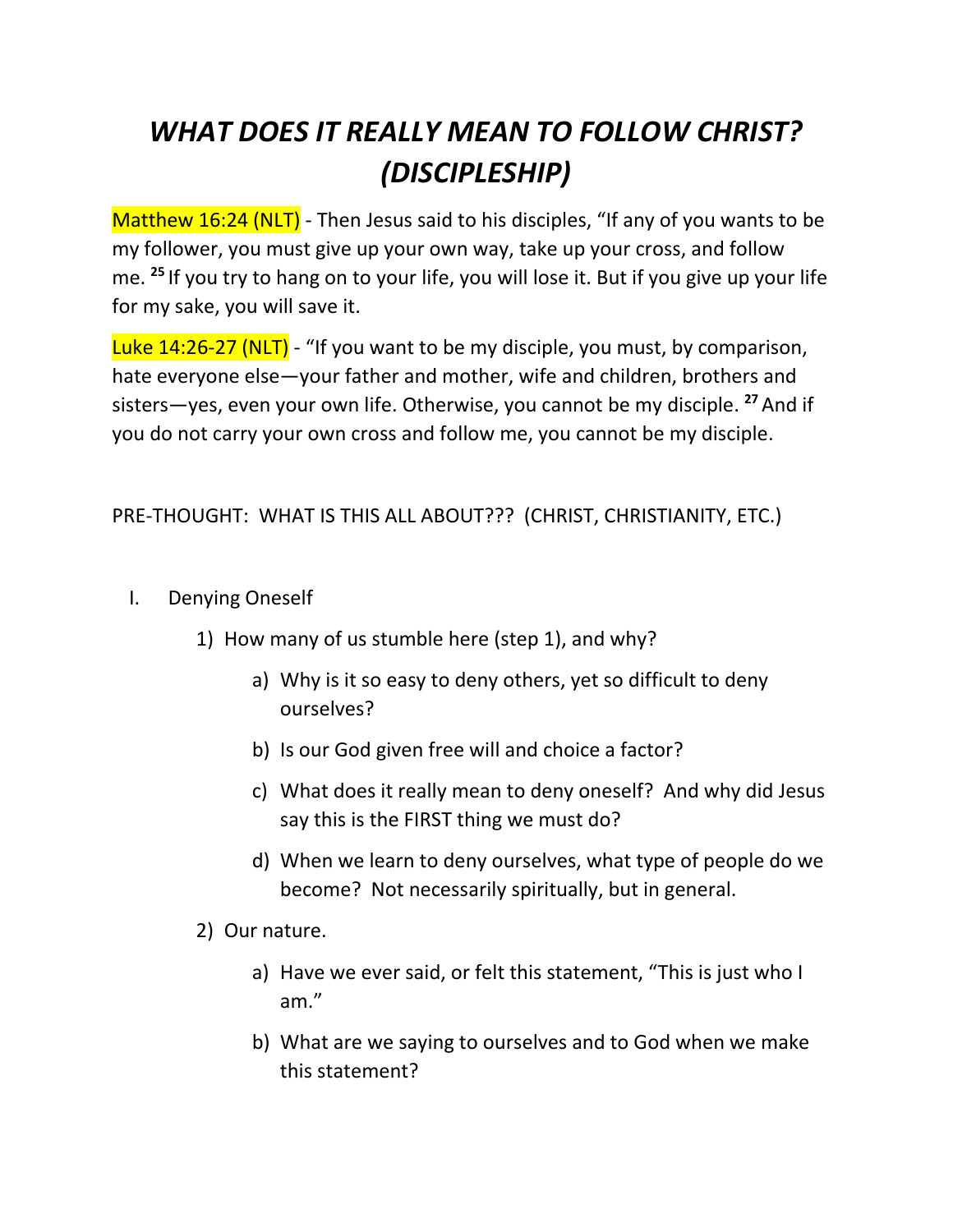# *WHAT DOES IT REALLY MEAN TO FOLLOW CHRIST? (DISCIPLESHIP)*

Matthew 16:24 (NLT) - Then Jesus said to his disciples, "If any of you wants to be my follower, you must give up your own way, take up your cross, and follow me. [25] If you try to hang on to your life, you will lose it. But if you give up your life for my sake, you will save it.

Luke 14:26-27 (NLT) - "If you want to be my disciple, you must, by comparison, hate everyone else—your father and mother, wife and children, brothers and sisters—yes, even your own life. Otherwise, you cannot be my disciple. [27] And if you do not carry your own cross and follow me, you cannot be my disciple.

PRE-THOUGHT: WHAT IS THIS ALL ABOUT??? (CHRIST, CHRISTIANITY, ETC.)

I. Denying Oneself

   1) How many of us stumble here (step 1), and why?

      a) Why is it so easy to deny others, yet so difficult to deny ourselves?

      b) Is our God given free will and choice a factor?

      c) What does it really mean to deny oneself? And why did Jesus say this is the FIRST thing we must do?

      d) When we learn to deny ourselves, what type of people do we become? Not necessarily spiritually, but in general.

   2) Our nature.

      a) Have we ever said, or felt this statement, "This is just who I am."

      b) What are we saying to ourselves and to God when we make this statement?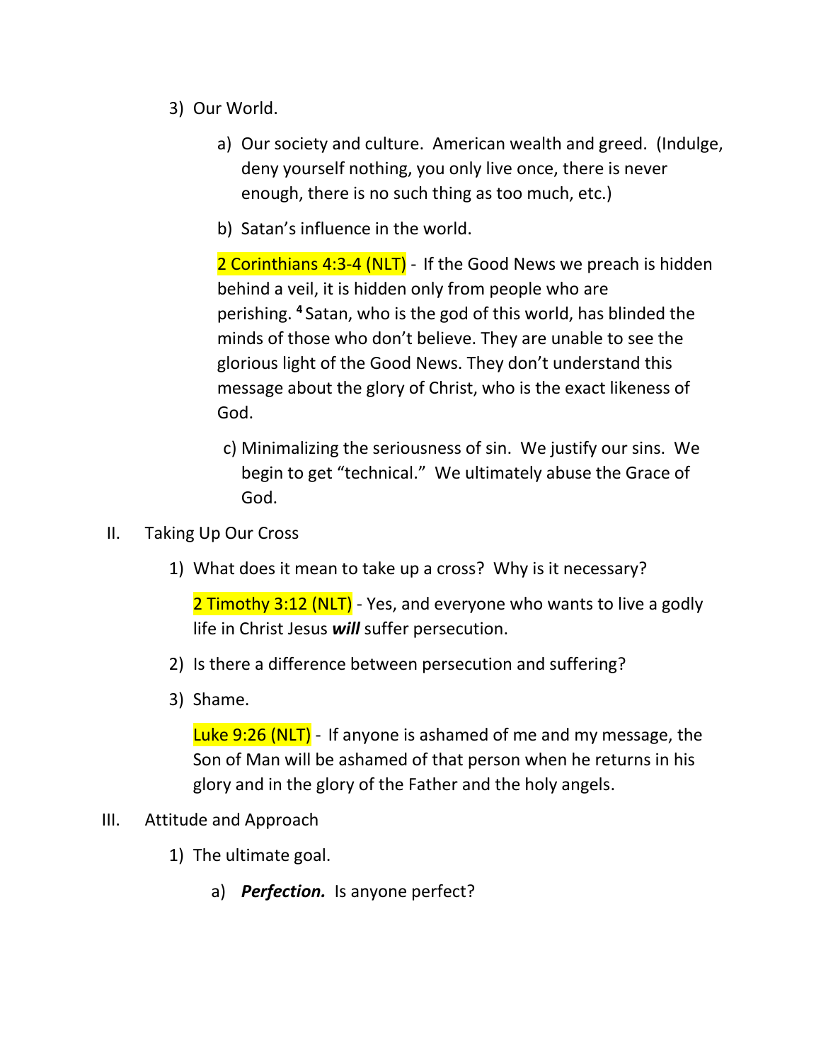3) Our World.

    a) Our society and culture. American wealth and greed. (Indulge, deny yourself nothing, you only live once, there is never enough, there is no such thing as too much, etc.)

    b) Satan's influence in the world.

    2 Corinthians 4:3-4 (NLT) - If the Good News we preach is hidden behind a veil, it is hidden only from people who are perishing. [4] Satan, who is the god of this world, has blinded the minds of those who don't believe. They are unable to see the glorious light of the Good News. They don't understand this message about the glory of Christ, who is the exact likeness of God.

    c) Minimalizing the seriousness of sin. We justify our sins. We begin to get "technical." We ultimately abuse the Grace of God.

II. Taking Up Our Cross

1) What does it mean to take up a cross? Why is it necessary?

    2 Timothy 3:12 (NLT) - Yes, and everyone who wants to live a godly life in Christ Jesus ***will*** suffer persecution.

2) Is there a difference between persecution and suffering?

3) Shame.

    Luke 9:26 (NLT) - If anyone is ashamed of me and my message, the Son of Man will be ashamed of that person when he returns in his glory and in the glory of the Father and the holy angels.

III. Attitude and Approach

1) The ultimate goal.

    a) ***Perfection.*** Is anyone perfect?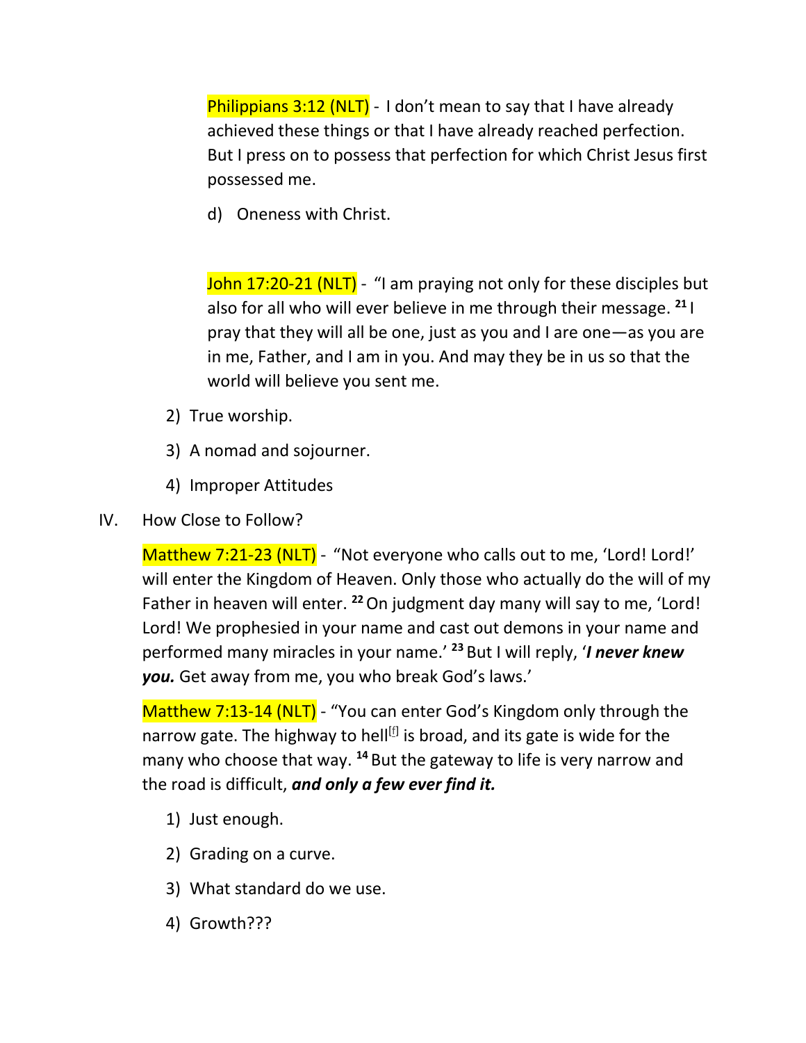Philippians 3:12 (NLT) - I don't mean to say that I have already achieved these things or that I have already reached perfection. But I press on to possess that perfection for which Christ Jesus first possessed me.

d) Oneness with Christ.

John 17:20-21 (NLT) - "I am praying not only for these disciples but also for all who will ever believe in me through their message. [21] I pray that they will all be one, just as you and I are one—as you are in me, Father, and I am in you. And may they be in us so that the world will believe you sent me.

2) True worship.

3) A nomad and sojourner.

4) Improper Attitudes

IV. How Close to Follow?

Matthew 7:21-23 (NLT) - "Not everyone who calls out to me, 'Lord! Lord!' will enter the Kingdom of Heaven. Only those who actually do the will of my Father in heaven will enter. [22] On judgment day many will say to me, 'Lord! Lord! We prophesied in your name and cast out demons in your name and performed many miracles in your name.' [23] But I will reply, '***I never knew you.*** Get away from me, you who break God's laws.'

Matthew 7:13-14 (NLT) - "You can enter God's Kingdom only through the narrow gate. The highway to hell[f] is broad, and its gate is wide for the many who choose that way. [14] But the gateway to life is very narrow and the road is difficult, ***and only a few ever find it.***

1) Just enough.

2) Grading on a curve.

3) What standard do we use.

4) Growth???